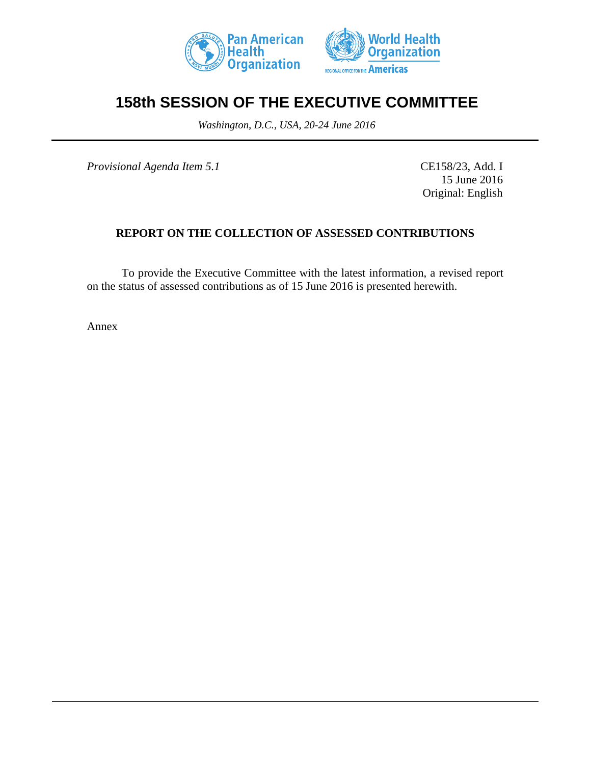Pan American Health Organization

World Health Organization

REGIONAL OFFICE FOR THE Americas

# 158th SESSION OF THE EXECUTIVE COMMITTEE

*Washington, D.C., USA, 20-24 June 2016*

---

*Provisional Agenda Item 5.1*

CE158/23, Add. I
15 June 2016
Original: English

## REPORT ON THE COLLECTION OF ASSESSED CONTRIBUTIONS

To provide the Executive Committee with the latest information, a revised report on the status of assessed contributions as of 15 June 2016 is presented herewith.

Annex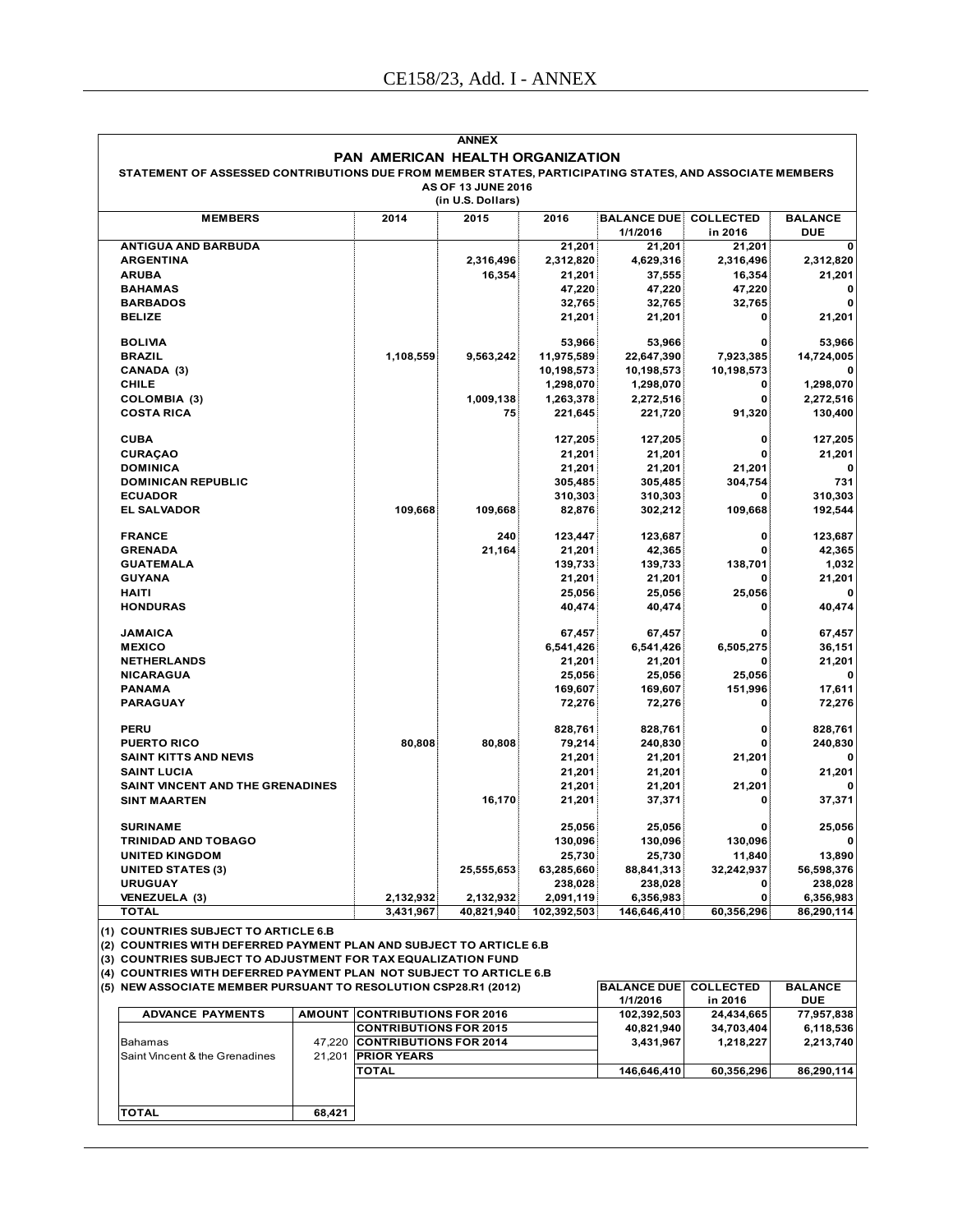## ANNEX

## PAN AMERICAN HEALTH ORGANIZATION

**STATEMENT OF ASSESSED CONTRIBUTIONS DUE FROM MEMBER STATES, PARTICIPATING STATES, AND ASSOCIATE MEMBERS**

**AS OF 13 JUNE 2016**

**(in U.S. Dollars)**

| MEMBERS | 2014 | 2015 | 2016 | BALANCE DUE 1/1/2016 | COLLECTED in 2016 | BALANCE DUE |
|---|---|---|---|---|---|---|
| ANTIGUA AND BARBUDA | | | 21,201 | 21,201 | 21,201 | 0 |
| ARGENTINA | | 2,316,496 | 2,312,820 | 4,629,316 | 2,316,496 | 2,312,820 |
| ARUBA | | 16,354 | 21,201 | 37,555 | 16,354 | 21,201 |
| BAHAMAS | | | 47,220 | 47,220 | 47,220 | 0 |
| BARBADOS | | | 32,765 | 32,765 | 32,765 | 0 |
| BELIZE | | | 21,201 | 21,201 | 0 | 21,201 |
| BOLIVIA | | | 53,966 | 53,966 | 0 | 53,966 |
| BRAZIL | 1,108,559 | 9,563,242 | 11,975,589 | 22,647,390 | 7,923,385 | 14,724,005 |
| CANADA (3) | | | 10,198,573 | 10,198,573 | 10,198,573 | 0 |
| CHILE | | | 1,298,070 | 1,298,070 | 0 | 1,298,070 |
| COLOMBIA (3) | | 1,009,138 | 1,263,378 | 2,272,516 | 0 | 2,272,516 |
| COSTA RICA | | 75 | 221,645 | 221,720 | 91,320 | 130,400 |
| CUBA | | | 127,205 | 127,205 | 0 | 127,205 |
| CURAÇAO | | | 21,201 | 21,201 | 0 | 21,201 |
| DOMINICA | | | 21,201 | 21,201 | 21,201 | 0 |
| DOMINICAN REPUBLIC | | | 305,485 | 305,485 | 304,754 | 731 |
| ECUADOR | | | 310,303 | 310,303 | 0 | 310,303 |
| EL SALVADOR | 109,668 | 109,668 | 82,876 | 302,212 | 109,668 | 192,544 |
| FRANCE | | 240 | 123,447 | 123,687 | 0 | 123,687 |
| GRENADA | | 21,164 | 21,201 | 42,365 | 0 | 42,365 |
| GUATEMALA | | | 139,733 | 139,733 | 138,701 | 1,032 |
| GUYANA | | | 21,201 | 21,201 | 0 | 21,201 |
| HAITI | | | 25,056 | 25,056 | 25,056 | 0 |
| HONDURAS | | | 40,474 | 40,474 | 0 | 40,474 |
| JAMAICA | | | 67,457 | 67,457 | 0 | 67,457 |
| MEXICO | | | 6,541,426 | 6,541,426 | 6,505,275 | 36,151 |
| NETHERLANDS | | | 21,201 | 21,201 | 0 | 21,201 |
| NICARAGUA | | | 25,056 | 25,056 | 25,056 | 0 |
| PANAMA | | | 169,607 | 169,607 | 151,996 | 17,611 |
| PARAGUAY | | | 72,276 | 72,276 | 0 | 72,276 |
| PERU | | | 828,761 | 828,761 | 0 | 828,761 |
| PUERTO RICO | 80,808 | 80,808 | 79,214 | 240,830 | 0 | 240,830 |
| SAINT KITTS AND NEVIS | | | 21,201 | 21,201 | 21,201 | 0 |
| SAINT LUCIA | | | 21,201 | 21,201 | 0 | 21,201 |
| SAINT VINCENT AND THE GRENADINES | | | 21,201 | 21,201 | 21,201 | 0 |
| SINT MAARTEN | | 16,170 | 21,201 | 37,371 | 0 | 37,371 |
| SURINAME | | | 25,056 | 25,056 | 0 | 25,056 |
| TRINIDAD AND TOBAGO | | | 130,096 | 130,096 | 130,096 | 0 |
| UNITED KINGDOM | | | 25,730 | 25,730 | 11,840 | 13,890 |
| UNITED STATES (3) | | 25,555,653 | 63,285,660 | 88,841,313 | 32,242,937 | 56,598,376 |
| URUGUAY | | | 238,028 | 238,028 | 0 | 238,028 |
| VENEZUELA (3) | 2,132,932 | 2,132,932 | 2,091,119 | 6,356,983 | 0 | 6,356,983 |
| **TOTAL** | **3,431,967** | **40,821,940** | **102,392,503** | **146,646,410** | **60,356,296** | **86,290,114** |

(1) COUNTRIES SUBJECT TO ARTICLE 6.B
(2) COUNTRIES WITH DEFERRED PAYMENT PLAN AND SUBJECT TO ARTICLE 6.B
(3) COUNTRIES SUBJECT TO ADJUSTMENT FOR TAX EQUALIZATION FUND
(4) COUNTRIES WITH DEFERRED PAYMENT PLAN NOT SUBJECT TO ARTICLE 6.B
(5) NEW ASSOCIATE MEMBER PURSUANT TO RESOLUTION CSP28.R1 (2012)

| ADVANCE PAYMENTS | AMOUNT |
|---|---|
| Bahamas | 47,220 |
| Saint Vincent & the Grenadines | 21,201 |
| **TOTAL** | **68,421** |

| | BALANCE DUE 1/1/2016 | COLLECTED in 2016 | BALANCE DUE |
|---|---|---|---|
| CONTRIBUTIONS FOR 2016 | 102,392,503 | 24,434,665 | 77,957,838 |
| CONTRIBUTIONS FOR 2015 | 40,821,940 | 34,703,404 | 6,118,536 |
| CONTRIBUTIONS FOR 2014 | 3,431,967 | 1,218,227 | 2,213,740 |
| PRIOR YEARS | | | |
| **TOTAL** | **146,646,410** | **60,356,296** | **86,290,114** |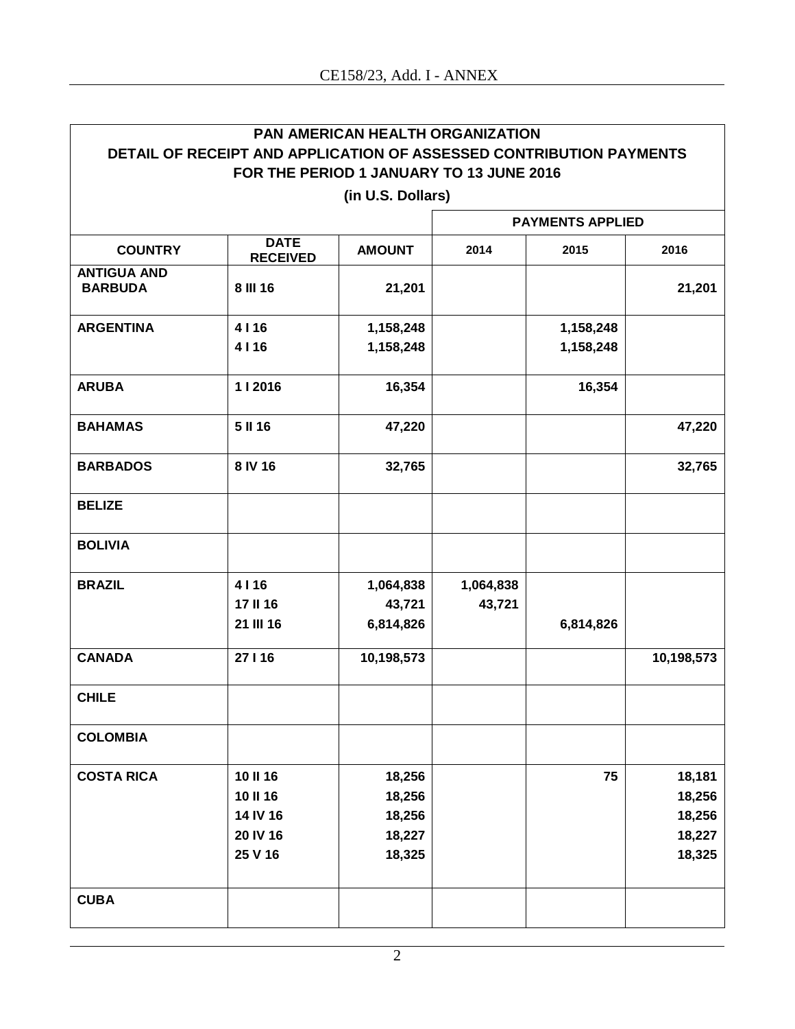| PAN AMERICAN HEALTH ORGANIZATION<br>DETAIL OF RECEIPT AND APPLICATION OF ASSESSED CONTRIBUTION PAYMENTS<br>FOR THE PERIOD 1 JANUARY TO 13 JUNE 2016<br>(in U.S. Dollars) | | | | | |
|---|---|---|---|---|---|
| | | | PAYMENTS APPLIED | | |
| **COUNTRY** | **DATE RECEIVED** | **AMOUNT** | **2014** | **2015** | **2016** |
| **ANTIGUA AND BARBUDA** | **8 III 16** | **21,201** | | | **21,201** |
| **ARGENTINA** | **4 I 16** | **1,158,248** | | **1,158,248** | |
| | **4 I 16** | **1,158,248** | | **1,158,248** | |
| **ARUBA** | **1 I 2016** | **16,354** | | **16,354** | |
| **BAHAMAS** | **5 II 16** | **47,220** | | | **47,220** |
| **BARBADOS** | **8 IV 16** | **32,765** | | | **32,765** |
| **BELIZE** | | | | | |
| **BOLIVIA** | | | | | |
| **BRAZIL** | **4 I 16** | **1,064,838** | **1,064,838** | | |
| | **17 II 16** | **43,721** | **43,721** | | |
| | **21 III 16** | **6,814,826** | | **6,814,826** | |
| **CANADA** | **27 I 16** | **10,198,573** | | | **10,198,573** |
| **CHILE** | | | | | |
| **COLOMBIA** | | | | | |
| **COSTA RICA** | **10 II 16** | **18,256** | | **75** | **18,181** |
| | **10 II 16** | **18,256** | | | **18,256** |
| | **14 IV 16** | **18,256** | | | **18,256** |
| | **20 IV 16** | **18,227** | | | **18,227** |
| | **25 V 16** | **18,325** | | | **18,325** |
| **CUBA** | | | | | |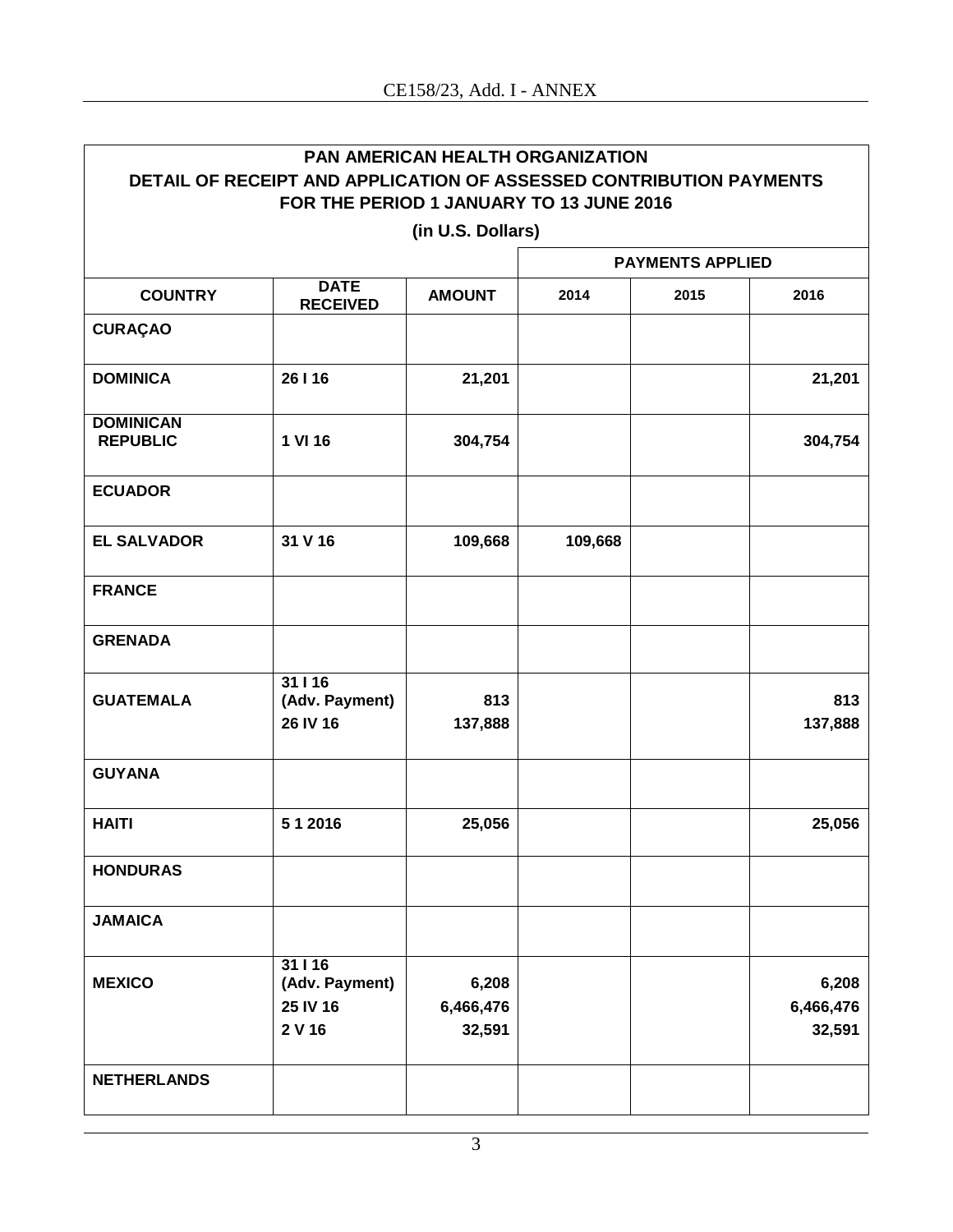**PAN AMERICAN HEALTH ORGANIZATION**
**DETAIL OF RECEIPT AND APPLICATION OF ASSESSED CONTRIBUTION PAYMENTS**
**FOR THE PERIOD 1 JANUARY TO 13 JUNE 2016**
**(in U.S. Dollars)**

| | | | PAYMENTS APPLIED | | |
|---|---|---|---|---|---|
| **COUNTRY** | **DATE RECEIVED** | **AMOUNT** | **2014** | **2015** | **2016** |
| **CURAÇAO** | | | | | |
| **DOMINICA** | 26 I 16 | 21,201 | | | 21,201 |
| **DOMINICAN REPUBLIC** | 1 VI 16 | 304,754 | | | 304,754 |
| **ECUADOR** | | | | | |
| **EL SALVADOR** | 31 V 16 | 109,668 | 109,668 | | |
| **FRANCE** | | | | | |
| **GRENADA** | | | | | |
| **GUATEMALA** | 31 I 16 (Adv. Payment)<br>26 IV 16 | 813<br>137,888 | | | 813<br>137,888 |
| **GUYANA** | | | | | |
| **HAITI** | 5 1 2016 | 25,056 | | | 25,056 |
| **HONDURAS** | | | | | |
| **JAMAICA** | | | | | |
| **MEXICO** | 31 I 16 (Adv. Payment)<br>25 IV 16<br>2 V 16 | 6,208<br>6,466,476<br>32,591 | | | 6,208<br>6,466,476<br>32,591 |
| **NETHERLANDS** | | | | | |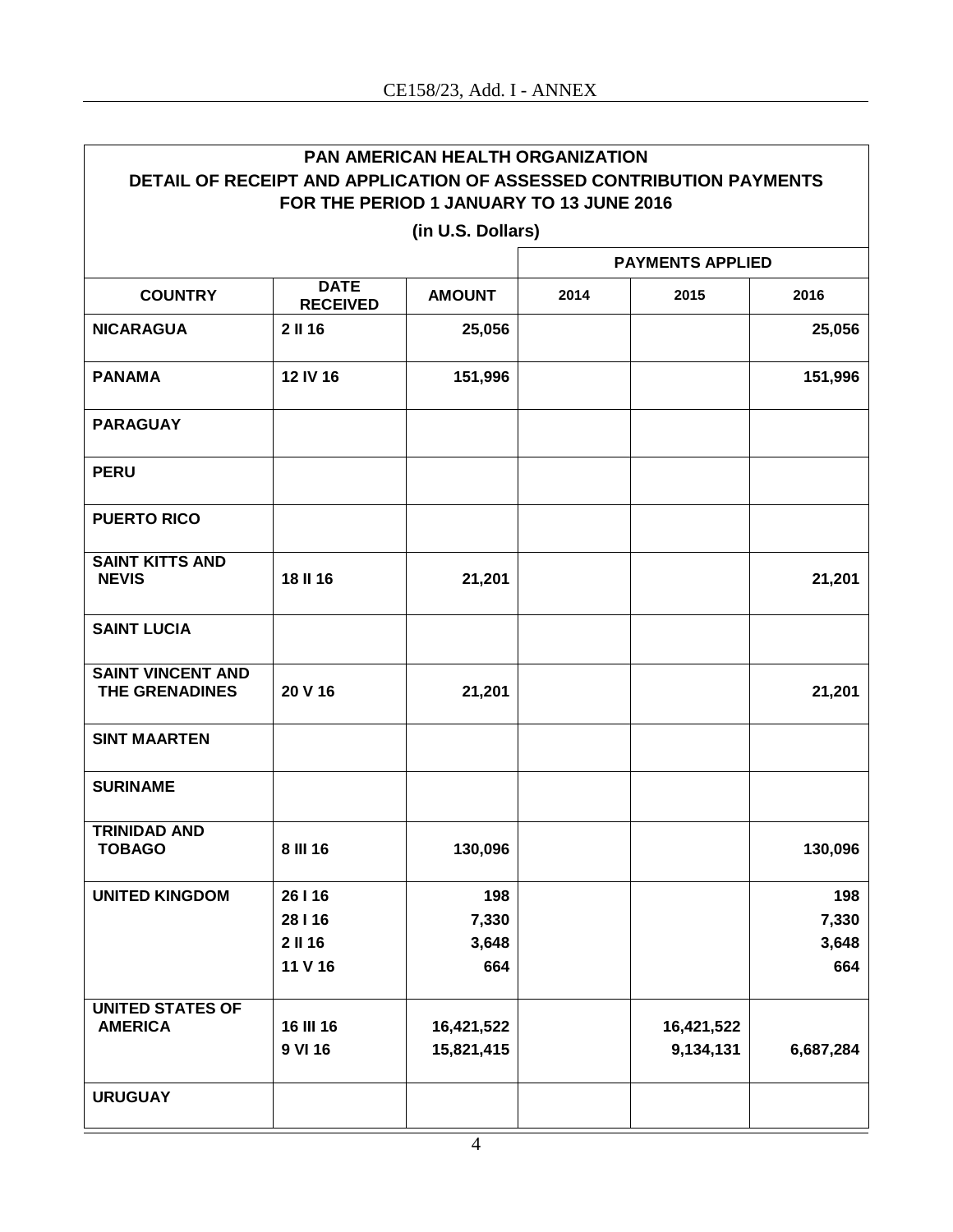## PAN AMERICAN HEALTH ORGANIZATION
## DETAIL OF RECEIPT AND APPLICATION OF ASSESSED CONTRIBUTION PAYMENTS FOR THE PERIOD 1 JANUARY TO 13 JUNE 2016

**(in U.S. Dollars)**

| COUNTRY | DATE RECEIVED | AMOUNT | PAYMENTS APPLIED | | |
|---|---|---|---|---|---|
| | | | 2014 | 2015 | 2016 |
| NICARAGUA | 2 II 16 | 25,056 | | | 25,056 |
| PANAMA | 12 IV 16 | 151,996 | | | 151,996 |
| PARAGUAY | | | | | |
| PERU | | | | | |
| PUERTO RICO | | | | | |
| SAINT KITTS AND NEVIS | 18 II 16 | 21,201 | | | 21,201 |
| SAINT LUCIA | | | | | |
| SAINT VINCENT AND THE GRENADINES | 20 V 16 | 21,201 | | | 21,201 |
| SINT MAARTEN | | | | | |
| SURINAME | | | | | |
| TRINIDAD AND TOBAGO | 8 III 16 | 130,096 | | | 130,096 |
| UNITED KINGDOM | 26 I 16 | 198 | | | 198 |
| | 28 I 16 | 7,330 | | | 7,330 |
| | 2 II 16 | 3,648 | | | 3,648 |
| | 11 V 16 | 664 | | | 664 |
| UNITED STATES OF AMERICA | 16 III 16 | 16,421,522 | | 16,421,522 | |
| | 9 VI 16 | 15,821,415 | | 9,134,131 | 6,687,284 |
| URUGUAY | | | | | |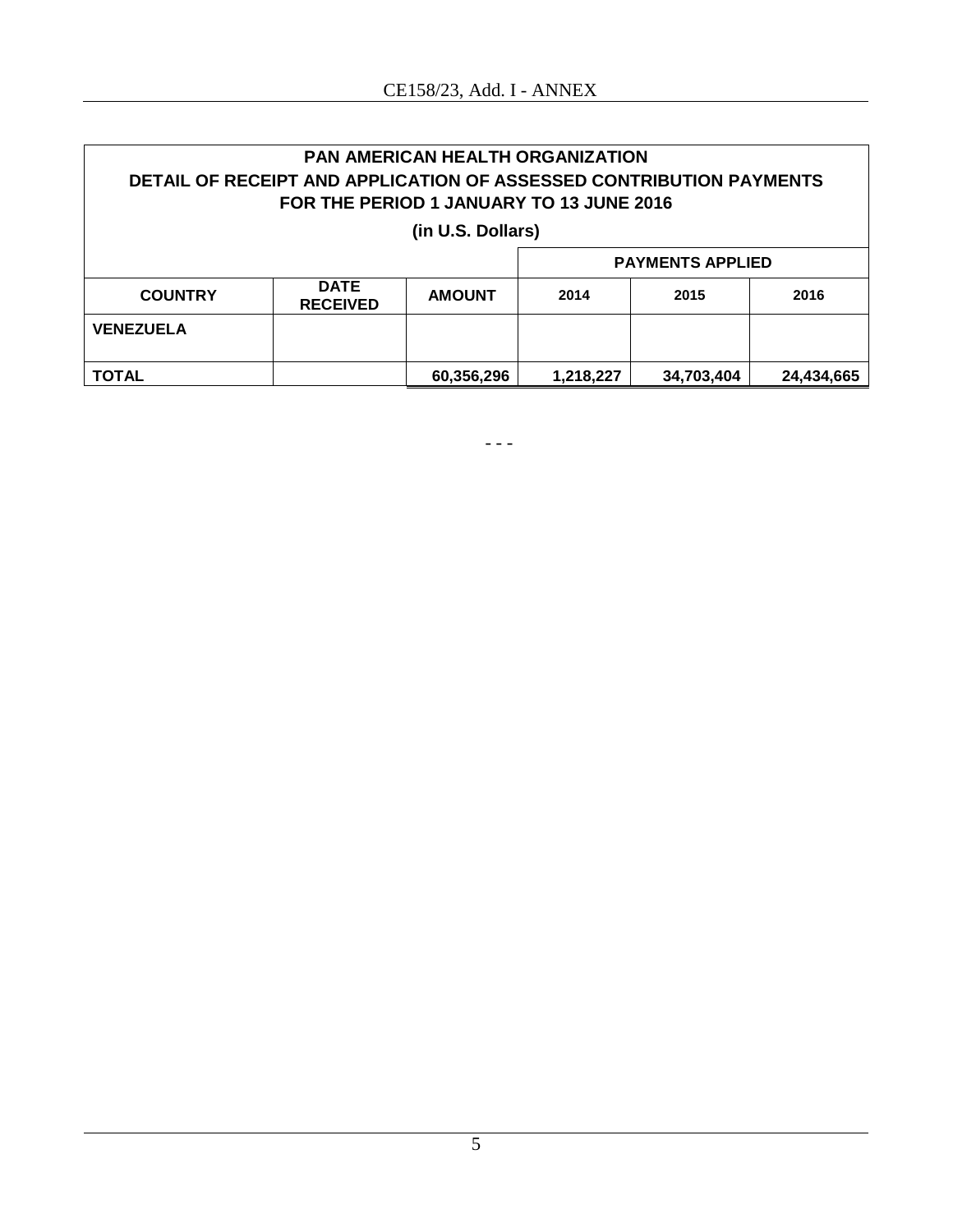| PAN AMERICAN HEALTH ORGANIZATION<br>DETAIL OF RECEIPT AND APPLICATION OF ASSESSED CONTRIBUTION PAYMENTS<br>FOR THE PERIOD 1 JANUARY TO 13 JUNE 2016<br>(in U.S. Dollars) | | | | | |
|---|---|---|---|---|---|
| | | | PAYMENTS APPLIED | | |
| **COUNTRY** | **DATE RECEIVED** | **AMOUNT** | **2014** | **2015** | **2016** |
| **VENEZUELA** | | | | | |
| **TOTAL** | | **60,356,296** | **1,218,227** | **34,703,404** | **24,434,665** |

- - -